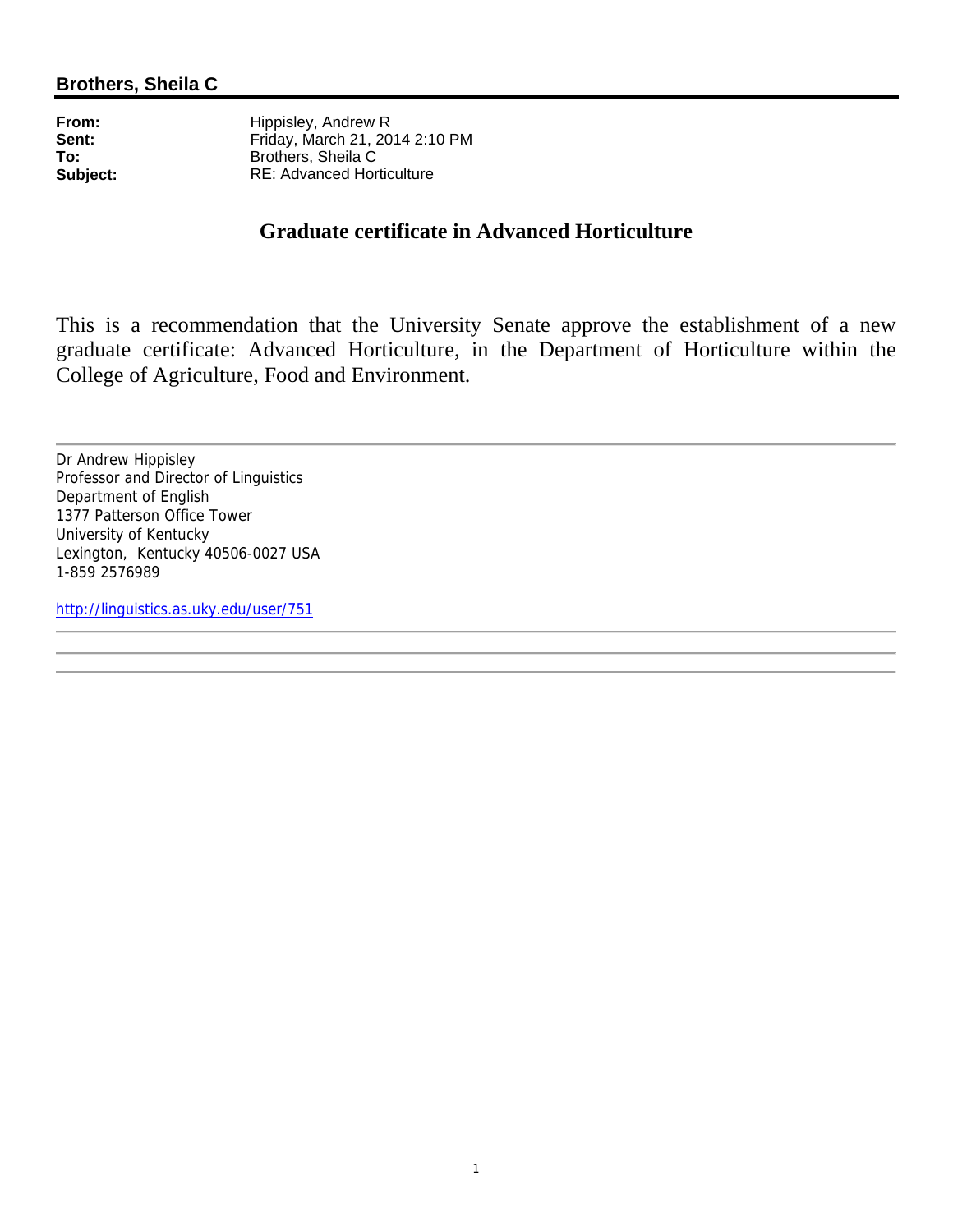**Brothers, Sheila C**

**From:** Hippisley, Andrew R
**Sent:** Friday, March 21, 2014 2:10 PM
**To:** Brothers, Sheila C
**Subject:** RE: Advanced Horticulture

## Graduate certificate in Advanced Horticulture

This is a recommendation that the University Senate approve the establishment of a new graduate certificate: Advanced Horticulture, in the Department of Horticulture within the College of Agriculture, Food and Environment.

---

Dr Andrew Hippisley
Professor and Director of Linguistics
Department of English
1377 Patterson Office Tower
University of Kentucky
Lexington, Kentucky 40506-0027 USA
1-859 2576989

http://linguistics.as.uky.edu/user/751

---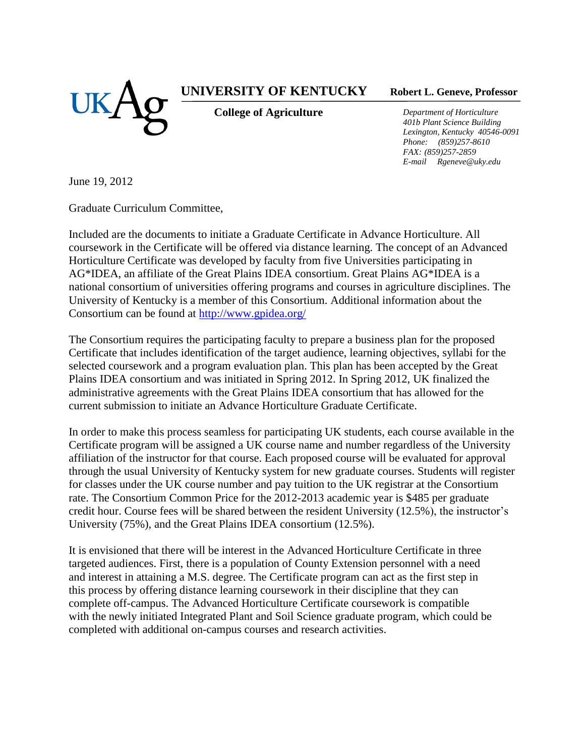**UNIVERSITY OF KENTUCKY** **Robert L. Geneve, Professor**

**College of Agriculture**

*Department of Horticulture*
*401b Plant Science Building*
*Lexington, Kentucky 40546-0091*
*Phone: (859)257-8610*
*FAX: (859)257-2859*
*E-mail Rgeneve@uky.edu*

June 19, 2012

Graduate Curriculum Committee,

Included are the documents to initiate a Graduate Certificate in Advance Horticulture. All coursework in the Certificate will be offered via distance learning. The concept of an Advanced Horticulture Certificate was developed by faculty from five Universities participating in AG*IDEA, an affiliate of the Great Plains IDEA consortium. Great Plains AG*IDEA is a national consortium of universities offering programs and courses in agriculture disciplines. The University of Kentucky is a member of this Consortium. Additional information about the Consortium can be found at http://www.gpidea.org/

The Consortium requires the participating faculty to prepare a business plan for the proposed Certificate that includes identification of the target audience, learning objectives, syllabi for the selected coursework and a program evaluation plan. This plan has been accepted by the Great Plains IDEA consortium and was initiated in Spring 2012. In Spring 2012, UK finalized the administrative agreements with the Great Plains IDEA consortium that has allowed for the current submission to initiate an Advance Horticulture Graduate Certificate.

In order to make this process seamless for participating UK students, each course available in the Certificate program will be assigned a UK course name and number regardless of the University affiliation of the instructor for that course. Each proposed course will be evaluated for approval through the usual University of Kentucky system for new graduate courses. Students will register for classes under the UK course number and pay tuition to the UK registrar at the Consortium rate. The Consortium Common Price for the 2012-2013 academic year is $485 per graduate credit hour. Course fees will be shared between the resident University (12.5%), the instructor's University (75%), and the Great Plains IDEA consortium (12.5%).

It is envisioned that there will be interest in the Advanced Horticulture Certificate in three targeted audiences. First, there is a population of County Extension personnel with a need and interest in attaining a M.S. degree. The Certificate program can act as the first step in this process by offering distance learning coursework in their discipline that they can complete off-campus. The Advanced Horticulture Certificate coursework is compatible with the newly initiated Integrated Plant and Soil Science graduate program, which could be completed with additional on-campus courses and research activities.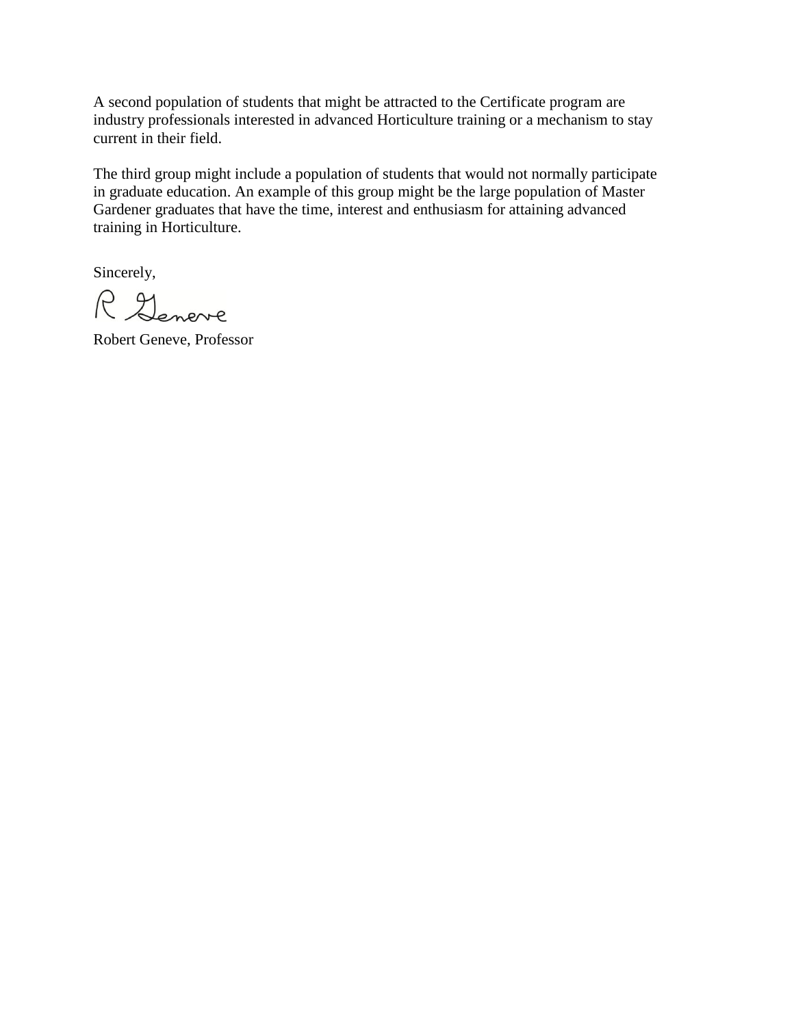A second population of students that might be attracted to the Certificate program are industry professionals interested in advanced Horticulture training or a mechanism to stay current in their field.

The third group might include a population of students that would not normally participate in graduate education. An example of this group might be the large population of Master Gardener graduates that have the time, interest and enthusiasm for attaining advanced training in Horticulture.

Sincerely,

R Geneve

Robert Geneve, Professor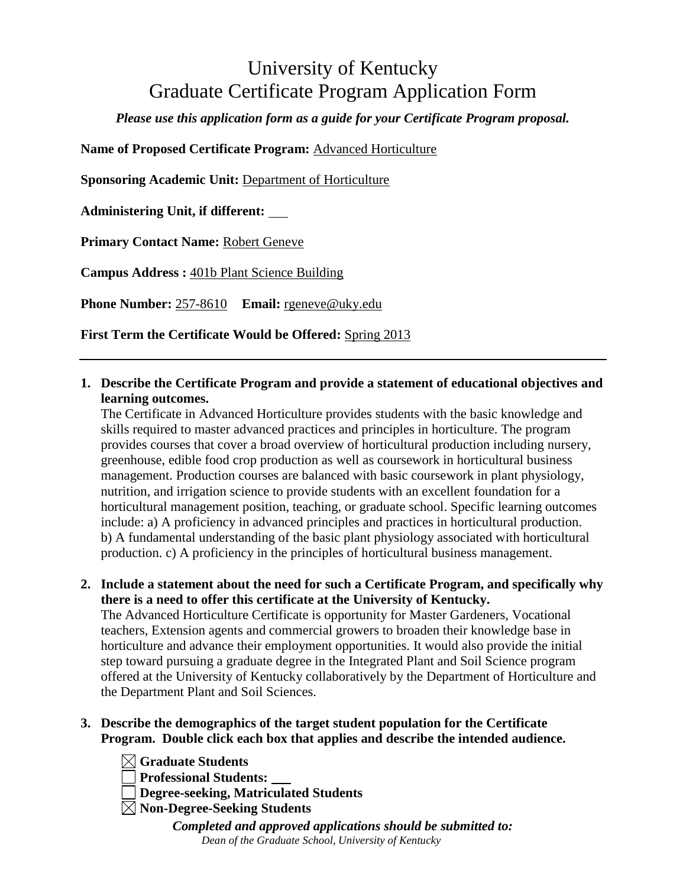# University of Kentucky
# Graduate Certificate Program Application Form

***Please use this application form as a guide for your Certificate Program proposal.***

**Name of Proposed Certificate Program:** Advanced Horticulture

**Sponsoring Academic Unit:** Department of Horticulture

**Administering Unit, if different:** ___

**Primary Contact Name:** Robert Geneve

**Campus Address :** 401b Plant Science Building

**Phone Number:** 257-8610 **Email:** rgeneve@uky.edu

**First Term the Certificate Would be Offered:** Spring 2013

---

1. **Describe the Certificate Program and provide a statement of educational objectives and learning outcomes.**
   The Certificate in Advanced Horticulture provides students with the basic knowledge and skills required to master advanced practices and principles in horticulture. The program provides courses that cover a broad overview of horticultural production including nursery, greenhouse, edible food crop production as well as coursework in horticultural business management. Production courses are balanced with basic coursework in plant physiology, nutrition, and irrigation science to provide students with an excellent foundation for a horticultural management position, teaching, or graduate school. Specific learning outcomes include: a) A proficiency in advanced principles and practices in horticultural production. b) A fundamental understanding of the basic plant physiology associated with horticultural production. c) A proficiency in the principles of horticultural business management.

2. **Include a statement about the need for such a Certificate Program, and specifically why there is a need to offer this certificate at the University of Kentucky.**
   The Advanced Horticulture Certificate is opportunity for Master Gardeners, Vocational teachers, Extension agents and commercial growers to broaden their knowledge base in horticulture and advance their employment opportunities. It would also provide the initial step toward pursuing a graduate degree in the Integrated Plant and Soil Science program offered at the University of Kentucky collaboratively by the Department of Horticulture and the Department Plant and Soil Sciences.

3. **Describe the demographics of the target student population for the Certificate Program. Double click each box that applies and describe the intended audience.**

   - ☒ **Graduate Students**
   - ☐ **Professional Students:** ___
   - ☐ **Degree-seeking, Matriculated Students**
   - ☒ **Non-Degree-Seeking Students**

***Completed and approved applications should be submitted to:***
*Dean of the Graduate School, University of Kentucky*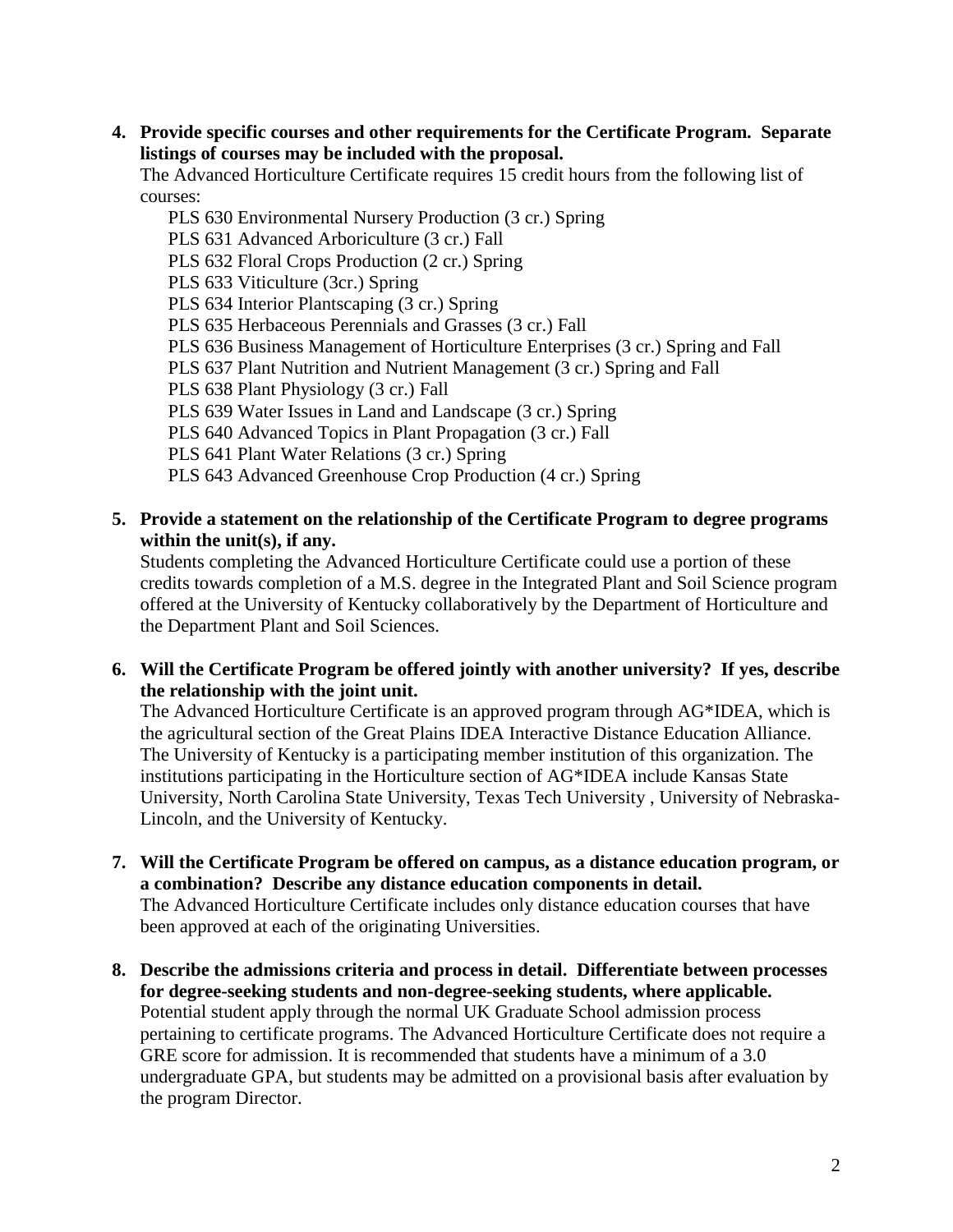**4. Provide specific courses and other requirements for the Certificate Program. Separate listings of courses may be included with the proposal.**

The Advanced Horticulture Certificate requires 15 credit hours from the following list of courses:

- PLS 630 Environmental Nursery Production (3 cr.) Spring
- PLS 631 Advanced Arboriculture (3 cr.) Fall
- PLS 632 Floral Crops Production (2 cr.) Spring
- PLS 633 Viticulture (3cr.) Spring
- PLS 634 Interior Plantscaping (3 cr.) Spring
- PLS 635 Herbaceous Perennials and Grasses (3 cr.) Fall
- PLS 636 Business Management of Horticulture Enterprises (3 cr.) Spring and Fall
- PLS 637 Plant Nutrition and Nutrient Management (3 cr.) Spring and Fall
- PLS 638 Plant Physiology (3 cr.) Fall
- PLS 639 Water Issues in Land and Landscape (3 cr.) Spring
- PLS 640 Advanced Topics in Plant Propagation (3 cr.) Fall
- PLS 641 Plant Water Relations (3 cr.) Spring
- PLS 643 Advanced Greenhouse Crop Production (4 cr.) Spring

**5. Provide a statement on the relationship of the Certificate Program to degree programs within the unit(s), if any.**

Students completing the Advanced Horticulture Certificate could use a portion of these credits towards completion of a M.S. degree in the Integrated Plant and Soil Science program offered at the University of Kentucky collaboratively by the Department of Horticulture and the Department Plant and Soil Sciences.

**6. Will the Certificate Program be offered jointly with another university? If yes, describe the relationship with the joint unit.**

The Advanced Horticulture Certificate is an approved program through AG*IDEA, which is the agricultural section of the Great Plains IDEA Interactive Distance Education Alliance. The University of Kentucky is a participating member institution of this organization. The institutions participating in the Horticulture section of AG*IDEA include Kansas State University, North Carolina State University, Texas Tech University , University of Nebraska-Lincoln, and the University of Kentucky.

**7. Will the Certificate Program be offered on campus, as a distance education program, or a combination? Describe any distance education components in detail.**

The Advanced Horticulture Certificate includes only distance education courses that have been approved at each of the originating Universities.

**8. Describe the admissions criteria and process in detail. Differentiate between processes for degree-seeking students and non-degree-seeking students, where applicable.**

Potential student apply through the normal UK Graduate School admission process pertaining to certificate programs. The Advanced Horticulture Certificate does not require a GRE score for admission. It is recommended that students have a minimum of a 3.0 undergraduate GPA, but students may be admitted on a provisional basis after evaluation by the program Director.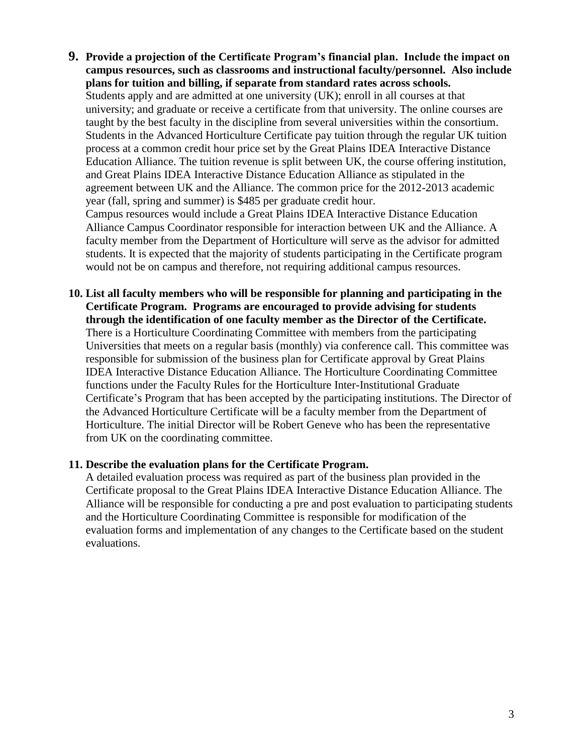**9. Provide a projection of the Certificate Program's financial plan. Include the impact on campus resources, such as classrooms and instructional faculty/personnel. Also include plans for tuition and billing, if separate from standard rates across schools.**

Students apply and are admitted at one university (UK); enroll in all courses at that university; and graduate or receive a certificate from that university. The online courses are taught by the best faculty in the discipline from several universities within the consortium. Students in the Advanced Horticulture Certificate pay tuition through the regular UK tuition process at a common credit hour price set by the Great Plains IDEA Interactive Distance Education Alliance. The tuition revenue is split between UK, the course offering institution, and Great Plains IDEA Interactive Distance Education Alliance as stipulated in the agreement between UK and the Alliance. The common price for the 2012-2013 academic year (fall, spring and summer) is $485 per graduate credit hour.

Campus resources would include a Great Plains IDEA Interactive Distance Education Alliance Campus Coordinator responsible for interaction between UK and the Alliance. A faculty member from the Department of Horticulture will serve as the advisor for admitted students. It is expected that the majority of students participating in the Certificate program would not be on campus and therefore, not requiring additional campus resources.

**10. List all faculty members who will be responsible for planning and participating in the Certificate Program. Programs are encouraged to provide advising for students through the identification of one faculty member as the Director of the Certificate.**

There is a Horticulture Coordinating Committee with members from the participating Universities that meets on a regular basis (monthly) via conference call. This committee was responsible for submission of the business plan for Certificate approval by Great Plains IDEA Interactive Distance Education Alliance. The Horticulture Coordinating Committee functions under the Faculty Rules for the Horticulture Inter-Institutional Graduate Certificate's Program that has been accepted by the participating institutions. The Director of the Advanced Horticulture Certificate will be a faculty member from the Department of Horticulture. The initial Director will be Robert Geneve who has been the representative from UK on the coordinating committee.

**11. Describe the evaluation plans for the Certificate Program.**

A detailed evaluation process was required as part of the business plan provided in the Certificate proposal to the Great Plains IDEA Interactive Distance Education Alliance. The Alliance will be responsible for conducting a pre and post evaluation to participating students and the Horticulture Coordinating Committee is responsible for modification of the evaluation forms and implementation of any changes to the Certificate based on the student evaluations.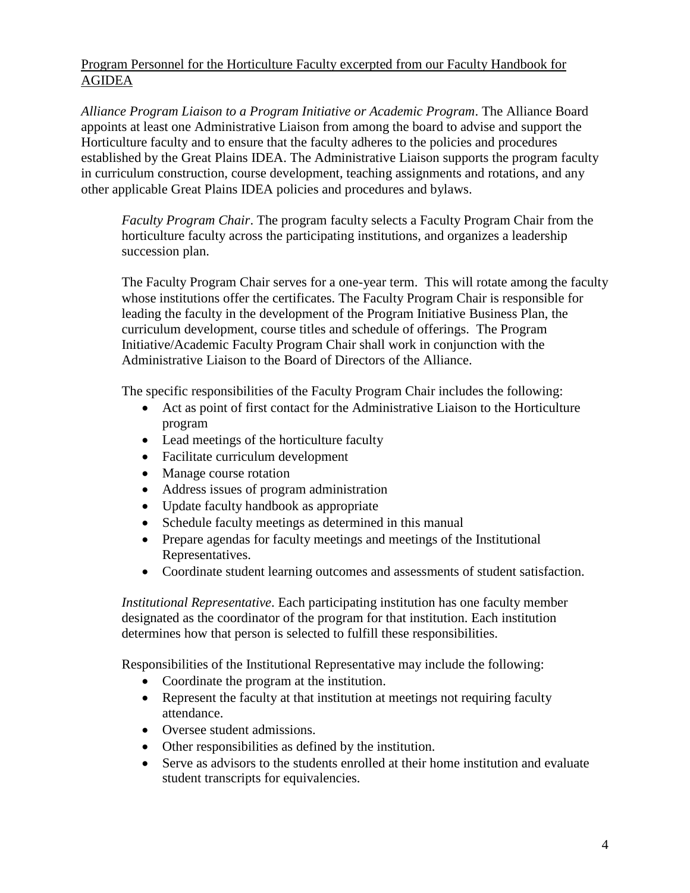<u>Program Personnel for the Horticulture Faculty excerpted from our Faculty Handbook for AGIDEA</u>

*Alliance Program Liaison to a Program Initiative or Academic Program*. The Alliance Board appoints at least one Administrative Liaison from among the board to advise and support the Horticulture faculty and to ensure that the faculty adheres to the policies and procedures established by the Great Plains IDEA. The Administrative Liaison supports the program faculty in curriculum construction, course development, teaching assignments and rotations, and any other applicable Great Plains IDEA policies and procedures and bylaws.

*Faculty Program Chair*. The program faculty selects a Faculty Program Chair from the horticulture faculty across the participating institutions, and organizes a leadership succession plan.

The Faculty Program Chair serves for a one-year term. This will rotate among the faculty whose institutions offer the certificates. The Faculty Program Chair is responsible for leading the faculty in the development of the Program Initiative Business Plan, the curriculum development, course titles and schedule of offerings. The Program Initiative/Academic Faculty Program Chair shall work in conjunction with the Administrative Liaison to the Board of Directors of the Alliance.

The specific responsibilities of the Faculty Program Chair includes the following:

- Act as point of first contact for the Administrative Liaison to the Horticulture program
- Lead meetings of the horticulture faculty
- Facilitate curriculum development
- Manage course rotation
- Address issues of program administration
- Update faculty handbook as appropriate
- Schedule faculty meetings as determined in this manual
- Prepare agendas for faculty meetings and meetings of the Institutional Representatives.
- Coordinate student learning outcomes and assessments of student satisfaction.

*Institutional Representative*. Each participating institution has one faculty member designated as the coordinator of the program for that institution. Each institution determines how that person is selected to fulfill these responsibilities.

Responsibilities of the Institutional Representative may include the following:

- Coordinate the program at the institution.
- Represent the faculty at that institution at meetings not requiring faculty attendance.
- Oversee student admissions.
- Other responsibilities as defined by the institution.
- Serve as advisors to the students enrolled at their home institution and evaluate student transcripts for equivalencies.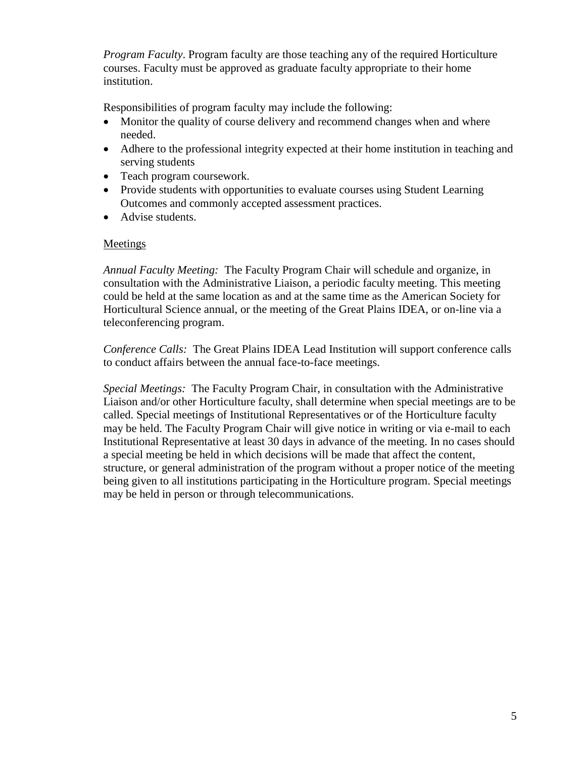*Program Faculty*. Program faculty are those teaching any of the required Horticulture courses. Faculty must be approved as graduate faculty appropriate to their home institution.

Responsibilities of program faculty may include the following:

- Monitor the quality of course delivery and recommend changes when and where needed.
- Adhere to the professional integrity expected at their home institution in teaching and serving students
- Teach program coursework.
- Provide students with opportunities to evaluate courses using Student Learning Outcomes and commonly accepted assessment practices.
- Advise students.

<u>Meetings</u>

*Annual Faculty Meeting:* The Faculty Program Chair will schedule and organize, in consultation with the Administrative Liaison, a periodic faculty meeting. This meeting could be held at the same location as and at the same time as the American Society for Horticultural Science annual, or the meeting of the Great Plains IDEA, or on-line via a teleconferencing program.

*Conference Calls:* The Great Plains IDEA Lead Institution will support conference calls to conduct affairs between the annual face-to-face meetings.

*Special Meetings:* The Faculty Program Chair, in consultation with the Administrative Liaison and/or other Horticulture faculty, shall determine when special meetings are to be called. Special meetings of Institutional Representatives or of the Horticulture faculty may be held. The Faculty Program Chair will give notice in writing or via e-mail to each Institutional Representative at least 30 days in advance of the meeting. In no cases should a special meeting be held in which decisions will be made that affect the content, structure, or general administration of the program without a proper notice of the meeting being given to all institutions participating in the Horticulture program. Special meetings may be held in person or through telecommunications.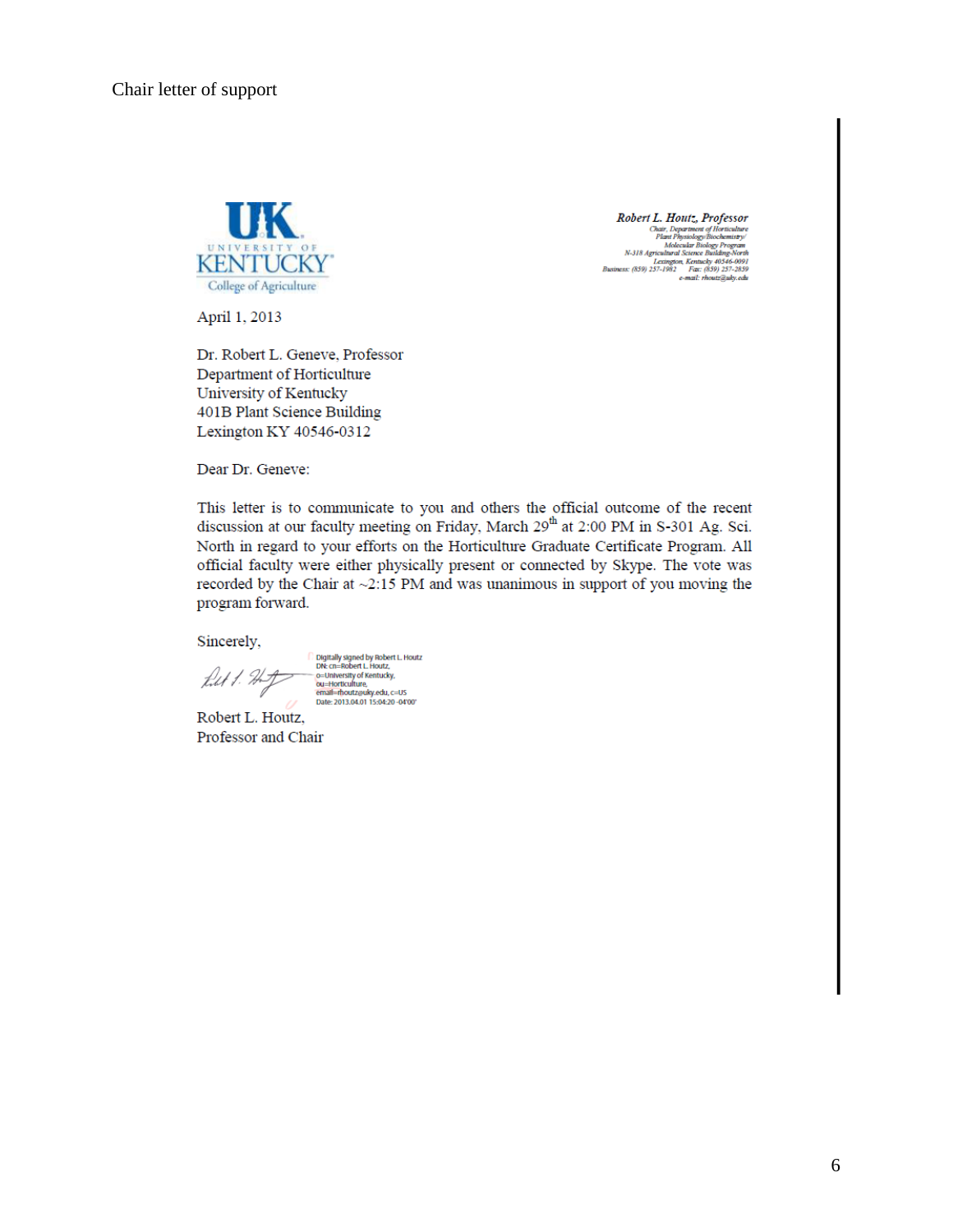Chair letter of support

UK
UNIVERSITY OF
KENTUCKY
College of Agriculture

*Robert L. Houtz, Professor*
*Chair, Department of Horticulture*
*Plant Physiology/Biochemistry/*
*Molecular Biology Program*
*N-318 Agricultural Science Building-North*
*Lexington, Kentucky 40546-0091*
*Business: (859) 257-1982 Fax: (859) 257-2859*
*e-mail: rhoutz@uky.edu*

April 1, 2013

Dr. Robert L. Geneve, Professor
Department of Horticulture
University of Kentucky
401B Plant Science Building
Lexington KY 40546-0312

Dear Dr. Geneve:

This letter is to communicate to you and others the official outcome of the recent discussion at our faculty meeting on Friday, March 29th at 2:00 PM in S-301 Ag. Sci. North in regard to your efforts on the Horticulture Graduate Certificate Program. All official faculty were either physically present or connected by Skype. The vote was recorded by the Chair at ~2:15 PM and was unanimous in support of you moving the program forward.

Sincerely,

Digitally signed by Robert L. Houtz
DN: cn=Robert L. Houtz,
o=University of Kentucky,
ou=Horticulture,
email=rhoutz@uky.edu, c=US
Date: 2013.04.01 15:04:20 -04'00'

Robert L. Houtz,
Professor and Chair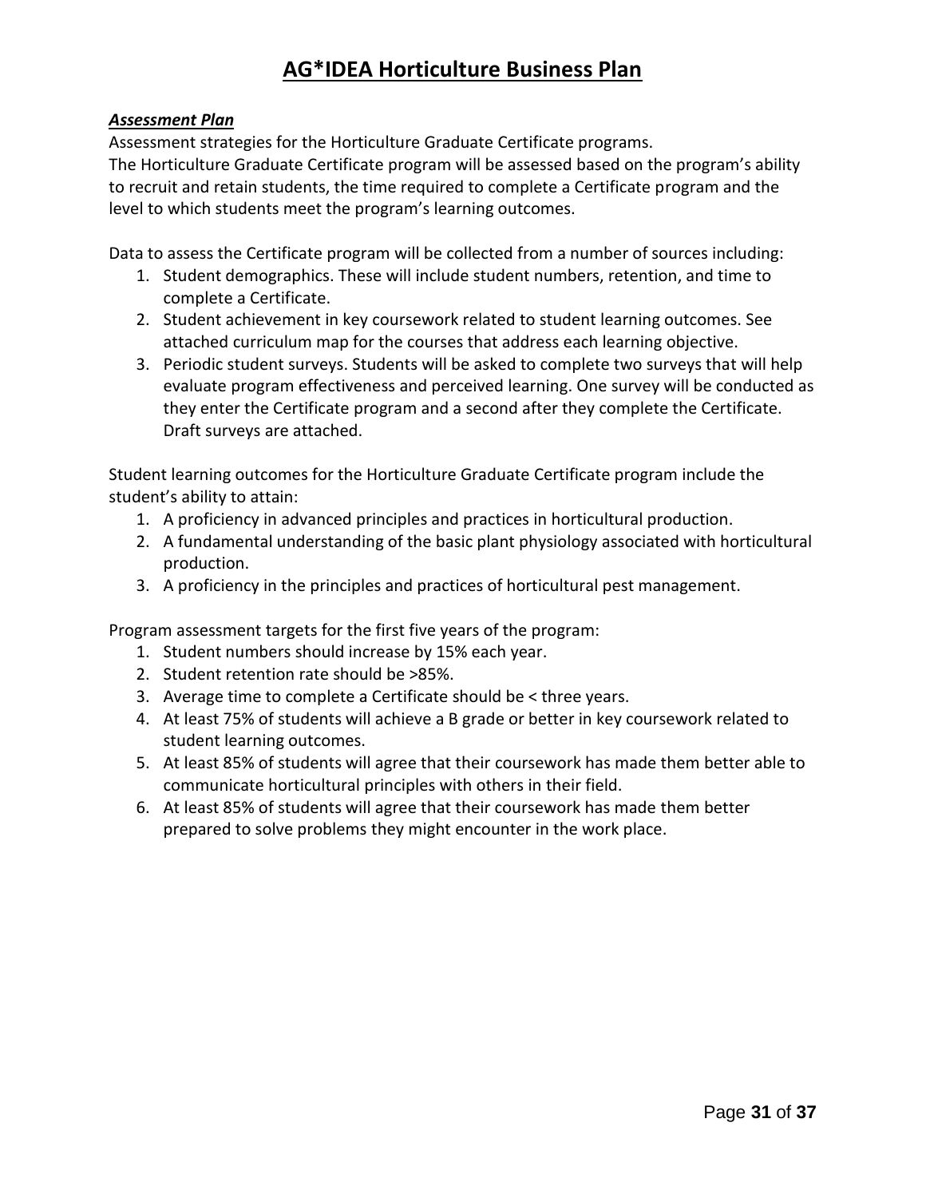# AG*IDEA Horticulture Business Plan

## ***Assessment Plan***

Assessment strategies for the Horticulture Graduate Certificate programs.
The Horticulture Graduate Certificate program will be assessed based on the program's ability to recruit and retain students, the time required to complete a Certificate program and the level to which students meet the program's learning outcomes.

Data to assess the Certificate program will be collected from a number of sources including:

1. Student demographics. These will include student numbers, retention, and time to complete a Certificate.
2. Student achievement in key coursework related to student learning outcomes. See attached curriculum map for the courses that address each learning objective.
3. Periodic student surveys. Students will be asked to complete two surveys that will help evaluate program effectiveness and perceived learning. One survey will be conducted as they enter the Certificate program and a second after they complete the Certificate. Draft surveys are attached.

Student learning outcomes for the Horticulture Graduate Certificate program include the student's ability to attain:

1. A proficiency in advanced principles and practices in horticultural production.
2. A fundamental understanding of the basic plant physiology associated with horticultural production.
3. A proficiency in the principles and practices of horticultural pest management.

Program assessment targets for the first five years of the program:

1. Student numbers should increase by 15% each year.
2. Student retention rate should be >85%.
3. Average time to complete a Certificate should be < three years.
4. At least 75% of students will achieve a B grade or better in key coursework related to student learning outcomes.
5. At least 85% of students will agree that their coursework has made them better able to communicate horticultural principles with others in their field.
6. At least 85% of students will agree that their coursework has made them better prepared to solve problems they might encounter in the work place.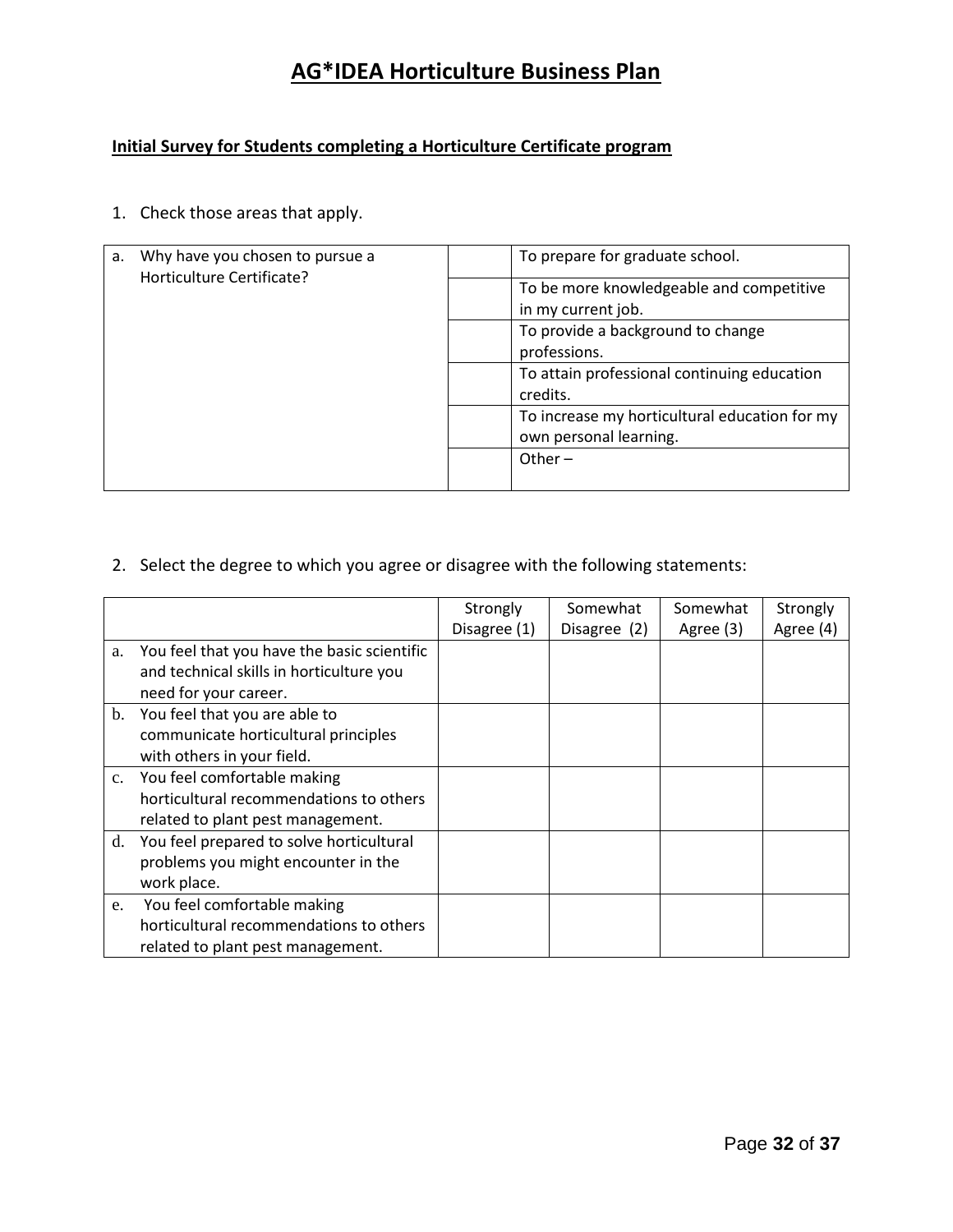# AG*IDEA Horticulture Business Plan

**Initial Survey for Students completing a Horticulture Certificate program**

1. Check those areas that apply.

| | | |
|---|---|---|
| a. Why have you chosen to pursue a Horticulture Certificate? | | To prepare for graduate school. |
| | | To be more knowledgeable and competitive in my current job. |
| | | To provide a background to change professions. |
| | | To attain professional continuing education credits. |
| | | To increase my horticultural education for my own personal learning. |
| | | Other – |

2. Select the degree to which you agree or disagree with the following statements:

| | Strongly Disagree (1) | Somewhat Disagree (2) | Somewhat Agree (3) | Strongly Agree (4) |
|---|---|---|---|---|
| a. You feel that you have the basic scientific and technical skills in horticulture you need for your career. | | | | |
| b. You feel that you are able to communicate horticultural principles with others in your field. | | | | |
| c. You feel comfortable making horticultural recommendations to others related to plant pest management. | | | | |
| d. You feel prepared to solve horticultural problems you might encounter in the work place. | | | | |
| e. You feel comfortable making horticultural recommendations to others related to plant pest management. | | | | |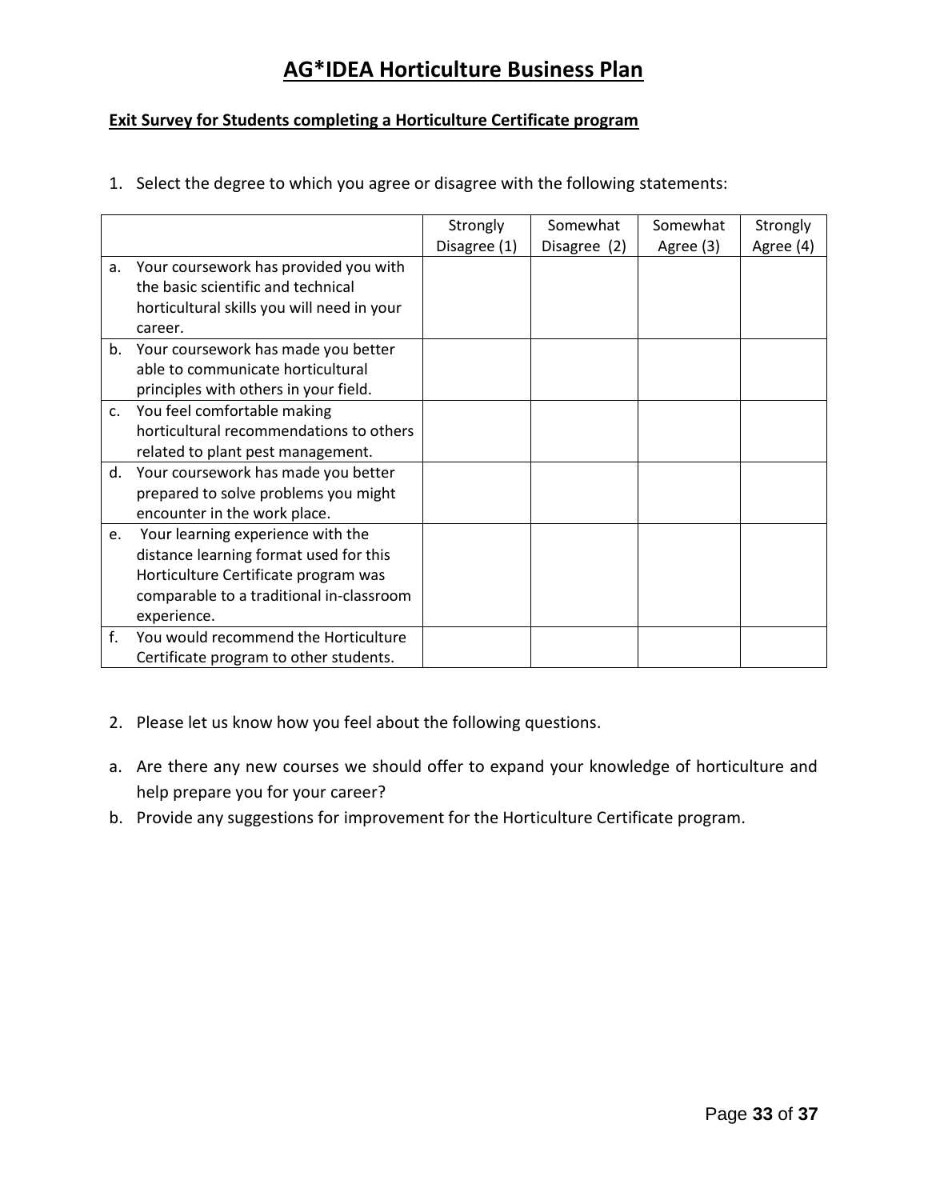# AG*IDEA Horticulture Business Plan

**Exit Survey for Students completing a Horticulture Certificate program**

1. Select the degree to which you agree or disagree with the following statements:

| | Strongly Disagree (1) | Somewhat Disagree (2) | Somewhat Agree (3) | Strongly Agree (4) |
|---|---|---|---|---|
| a. Your coursework has provided you with the basic scientific and technical horticultural skills you will need in your career. | | | | |
| b. Your coursework has made you better able to communicate horticultural principles with others in your field. | | | | |
| c. You feel comfortable making horticultural recommendations to others related to plant pest management. | | | | |
| d. Your coursework has made you better prepared to solve problems you might encounter in the work place. | | | | |
| e. Your learning experience with the distance learning format used for this Horticulture Certificate program was comparable to a traditional in-classroom experience. | | | | |
| f. You would recommend the Horticulture Certificate program to other students. | | | | |

2. Please let us know how you feel about the following questions.

a. Are there any new courses we should offer to expand your knowledge of horticulture and help prepare you for your career?

b. Provide any suggestions for improvement for the Horticulture Certificate program.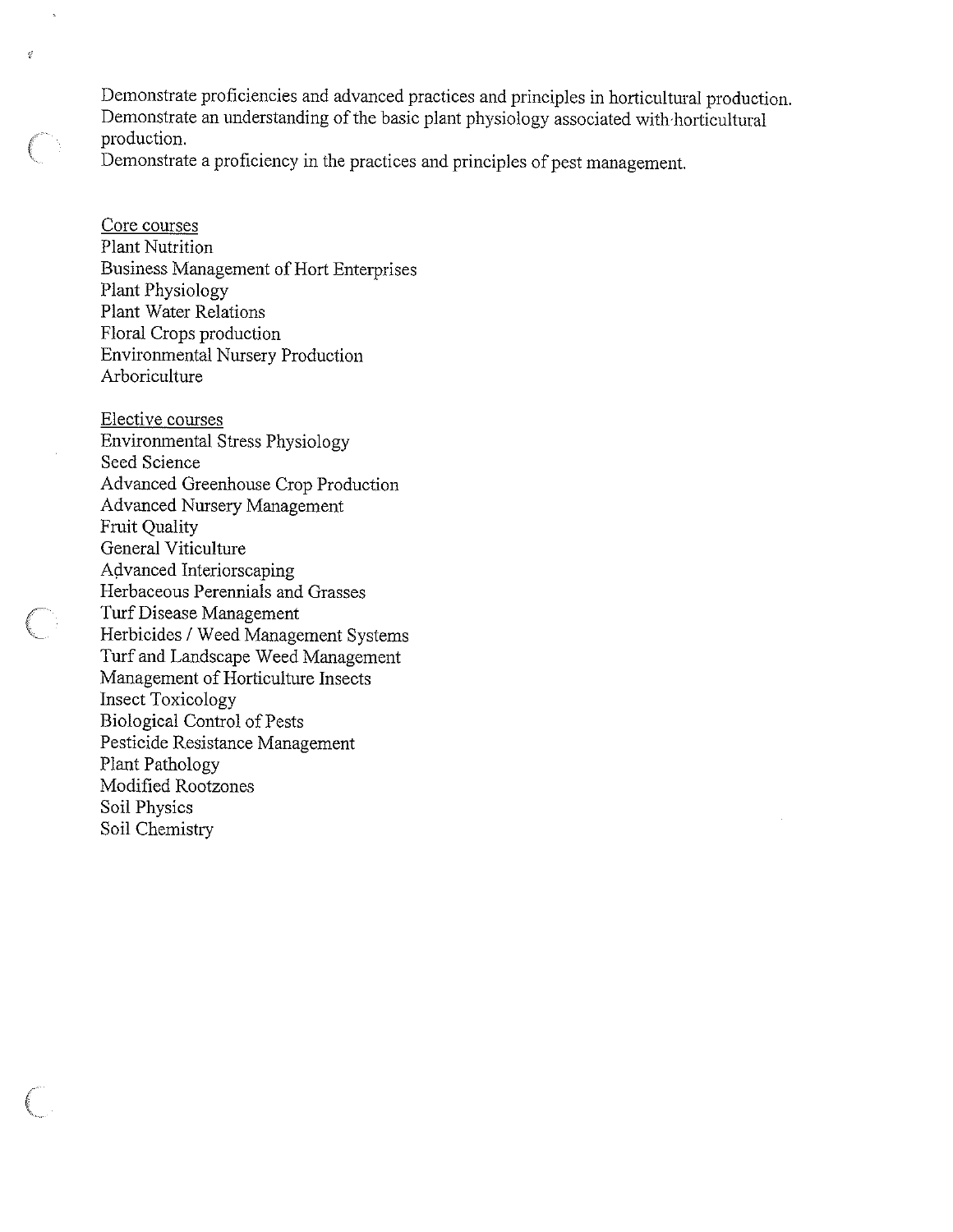Demonstrate proficiencies and advanced practices and principles in horticultural production.
Demonstrate an understanding of the basic plant physiology associated with horticultural production.
Demonstrate a proficiency in the practices and principles of pest management.

Core courses

Plant Nutrition
Business Management of Hort Enterprises
Plant Physiology
Plant Water Relations
Floral Crops production
Environmental Nursery Production
Arboriculture

Elective courses

Environmental Stress Physiology
Seed Science
Advanced Greenhouse Crop Production
Advanced Nursery Management
Fruit Quality
General Viticulture
Advanced Interiorscaping
Herbaceous Perennials and Grasses
Turf Disease Management
Herbicides / Weed Management Systems
Turf and Landscape Weed Management
Management of Horticulture Insects
Insect Toxicology
Biological Control of Pests
Pesticide Resistance Management
Plant Pathology
Modified Rootzones
Soil Physics
Soil Chemistry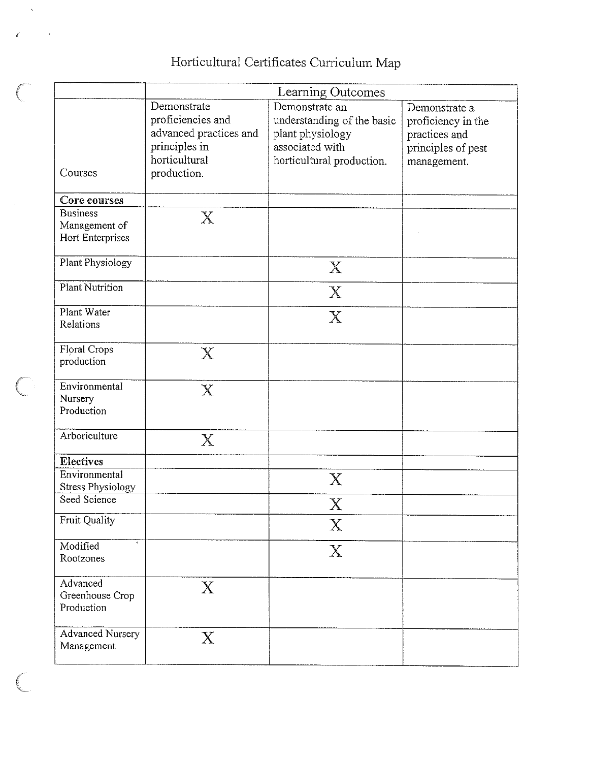# Horticultural Certificates Curriculum Map

| | Learning Outcomes | | |
|---|---|---|---|
| Courses | Demonstrate proficiencies and advanced practices and principles in horticultural production. | Demonstrate an understanding of the basic plant physiology associated with horticultural production. | Demonstrate a proficiency in the practices and principles of pest management. |
| **Core courses** | | | |
| Business Management of Hort Enterprises | X | | |
| Plant Physiology | | X | |
| Plant Nutrition | | X | |
| Plant Water Relations | | X | |
| Floral Crops production | X | | |
| Environmental Nursery Production | X | | |
| Arboriculture | X | | |
| **Electives** | | | |
| Environmental Stress Physiology | | X | |
| Seed Science | | X | |
| Fruit Quality | | X | |
| Modified Rootzones | | X | |
| Advanced Greenhouse Crop Production | X | | |
| Advanced Nursery Management | X | | |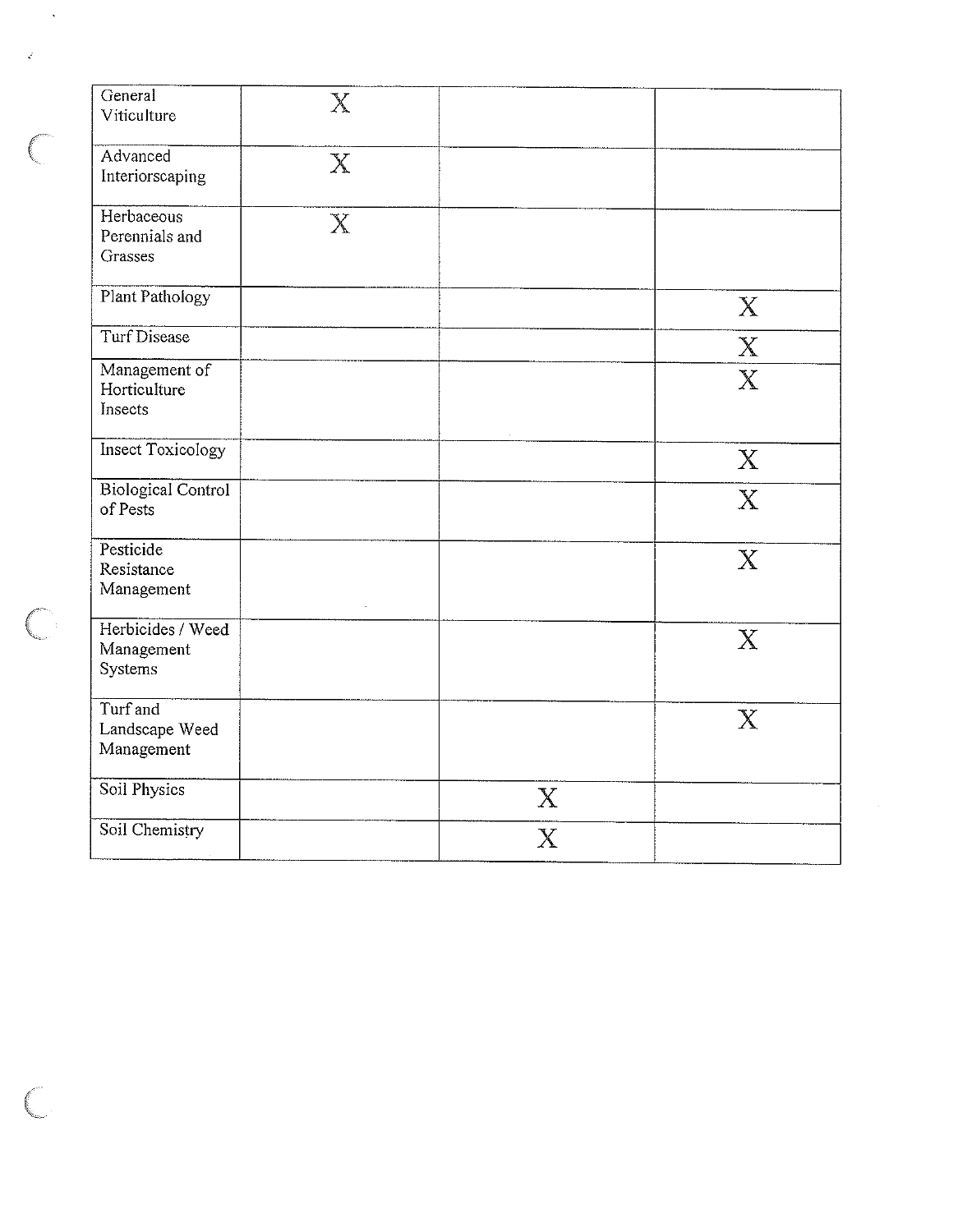| | | | |
|---|---|---|---|
| General Viticulture | X | | |
| Advanced Interiorscaping | X | | |
| Herbaceous Perennials and Grasses | X | | |
| Plant Pathology | | | X |
| Turf Disease | | | X |
| Management of Horticulture Insects | | | X |
| Insect Toxicology | | | X |
| Biological Control of Pests | | | X |
| Pesticide Resistance Management | | | X |
| Herbicides / Weed Management Systems | | | X |
| Turf and Landscape Weed Management | | | X |
| Soil Physics | | X | |
| Soil Chemistry | | X | |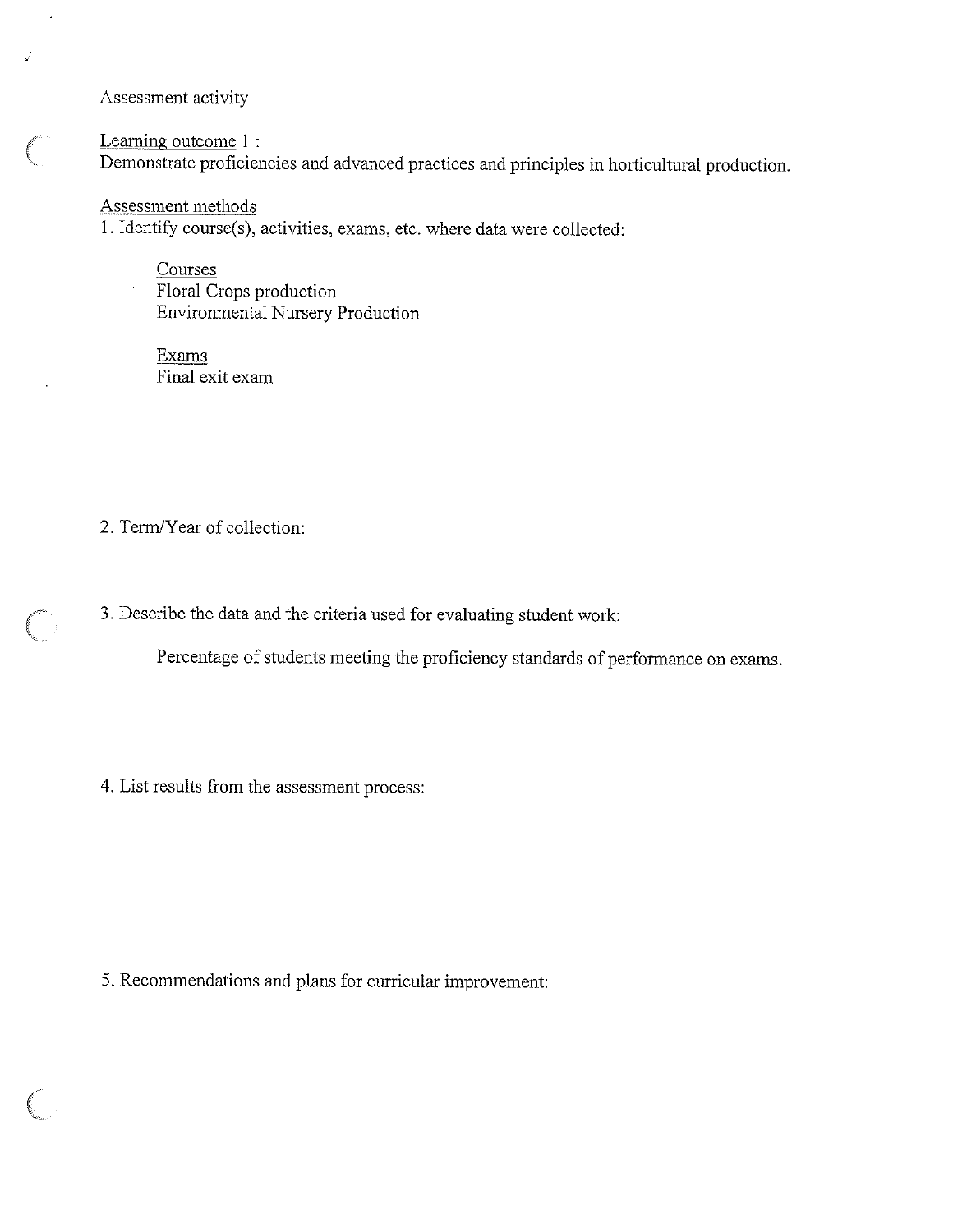Assessment activity

Learning outcome 1 :
Demonstrate proficiencies and advanced practices and principles in horticultural production.

Assessment methods

1. Identify course(s), activities, exams, etc. where data were collected:

    Courses
    Floral Crops production
    Environmental Nursery Production

    Exams
    Final exit exam

2. Term/Year of collection:

3. Describe the data and the criteria used for evaluating student work:

    Percentage of students meeting the proficiency standards of performance on exams.

4. List results from the assessment process:

5. Recommendations and plans for curricular improvement: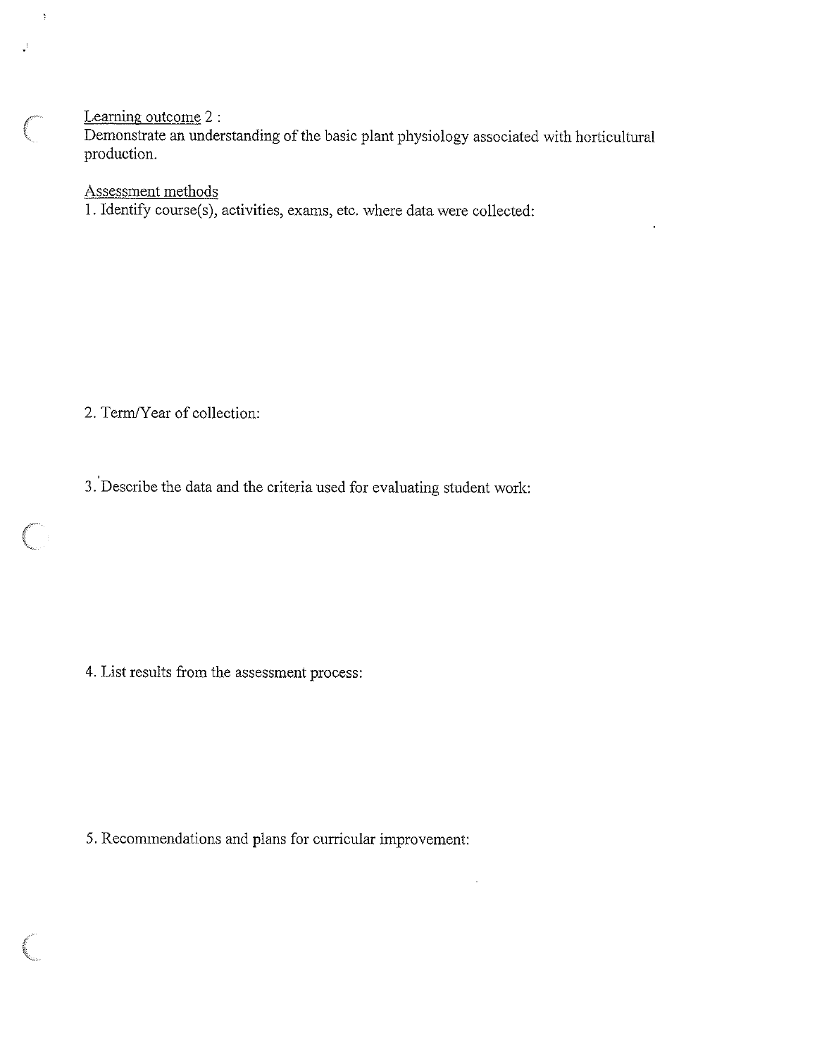Learning outcome 2 :
Demonstrate an understanding of the basic plant physiology associated with horticultural production.

Assessment methods

1. Identify course(s), activities, exams, etc. where data were collected:

2. Term/Year of collection:

3. Describe the data and the criteria used for evaluating student work:

4. List results from the assessment process:

5. Recommendations and plans for curricular improvement: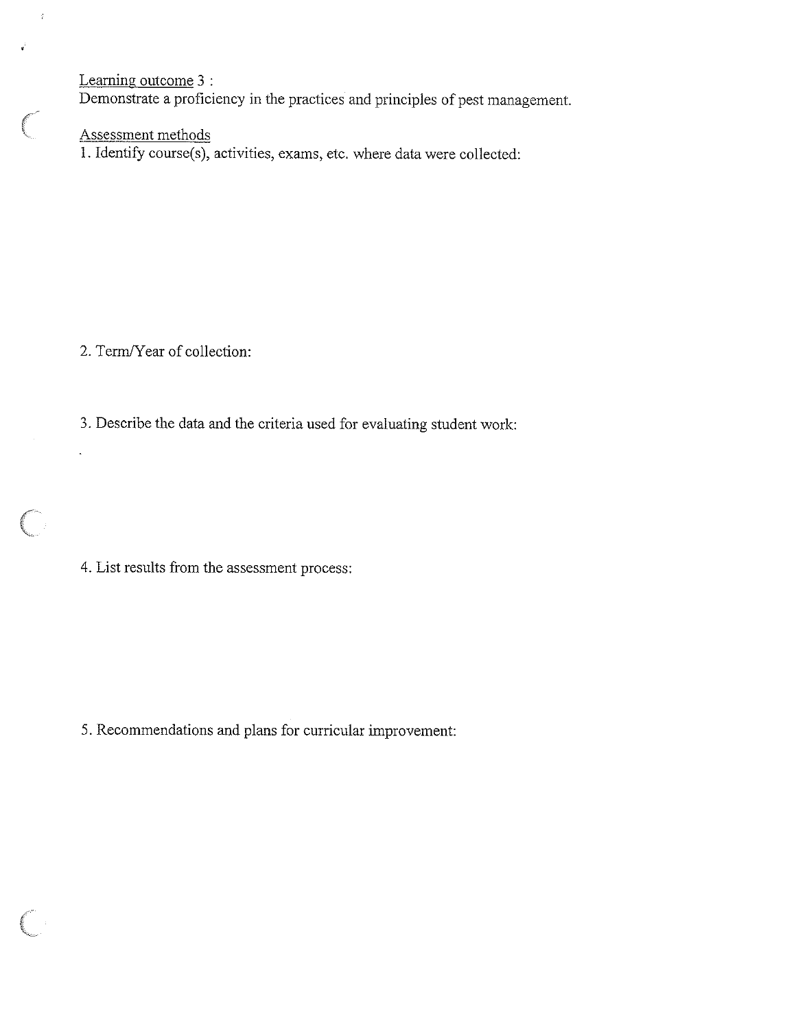Learning outcome 3 :

Demonstrate a proficiency in the practices and principles of pest management.

Assessment methods

1. Identify course(s), activities, exams, etc. where data were collected:

2. Term/Year of collection:

3. Describe the data and the criteria used for evaluating student work:

4. List results from the assessment process:

5. Recommendations and plans for curricular improvement: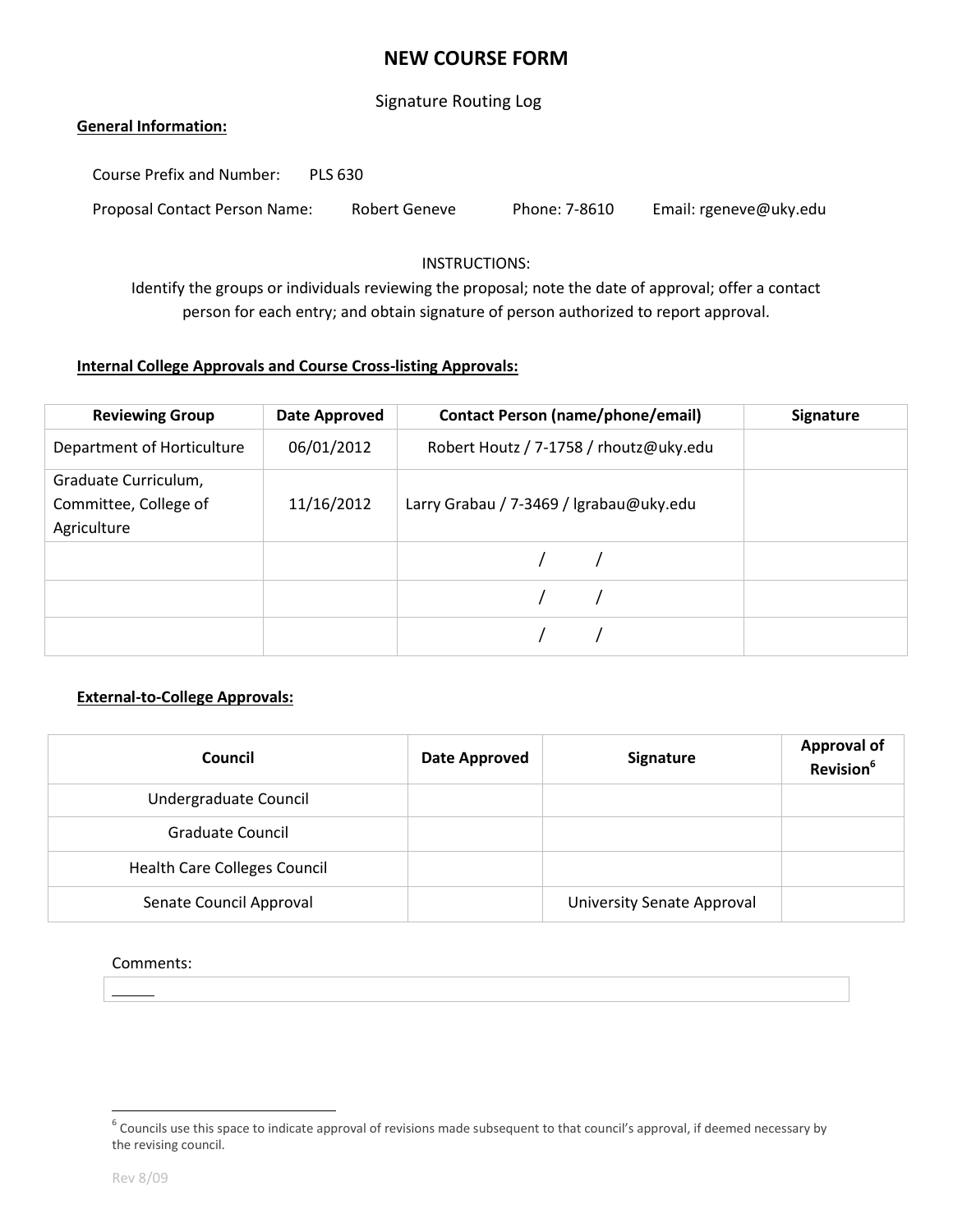# NEW COURSE FORM

Signature Routing Log

**General Information:**

Course Prefix and Number: PLS 630

Proposal Contact Person Name: Robert Geneve Phone: 7-8610 Email: rgeneve@uky.edu

INSTRUCTIONS:

Identify the groups or individuals reviewing the proposal; note the date of approval; offer a contact person for each entry; and obtain signature of person authorized to report approval.

**Internal College Approvals and Course Cross-listing Approvals:**

| Reviewing Group | Date Approved | Contact Person (name/phone/email) | Signature |
|---|---|---|---|
| Department of Horticulture | 06/01/2012 | Robert Houtz / 7-1758 / rhoutz@uky.edu | |
| Graduate Curriculum, Committee, College of Agriculture | 11/16/2012 | Larry Grabau / 7-3469 / lgrabau@uky.edu | |
| | | / / | |
| | | / / | |
| | | / / | |

**External-to-College Approvals:**

| Council | Date Approved | Signature | Approval of Revision[6] |
|---|---|---|---|
| Undergraduate Council | | | |
| Graduate Council | | | |
| Health Care Colleges Council | | | |
| Senate Council Approval | | University Senate Approval | |

Comments:

[6] Councils use this space to indicate approval of revisions made subsequent to that council's approval, if deemed necessary by the revising council.

Rev 8/09